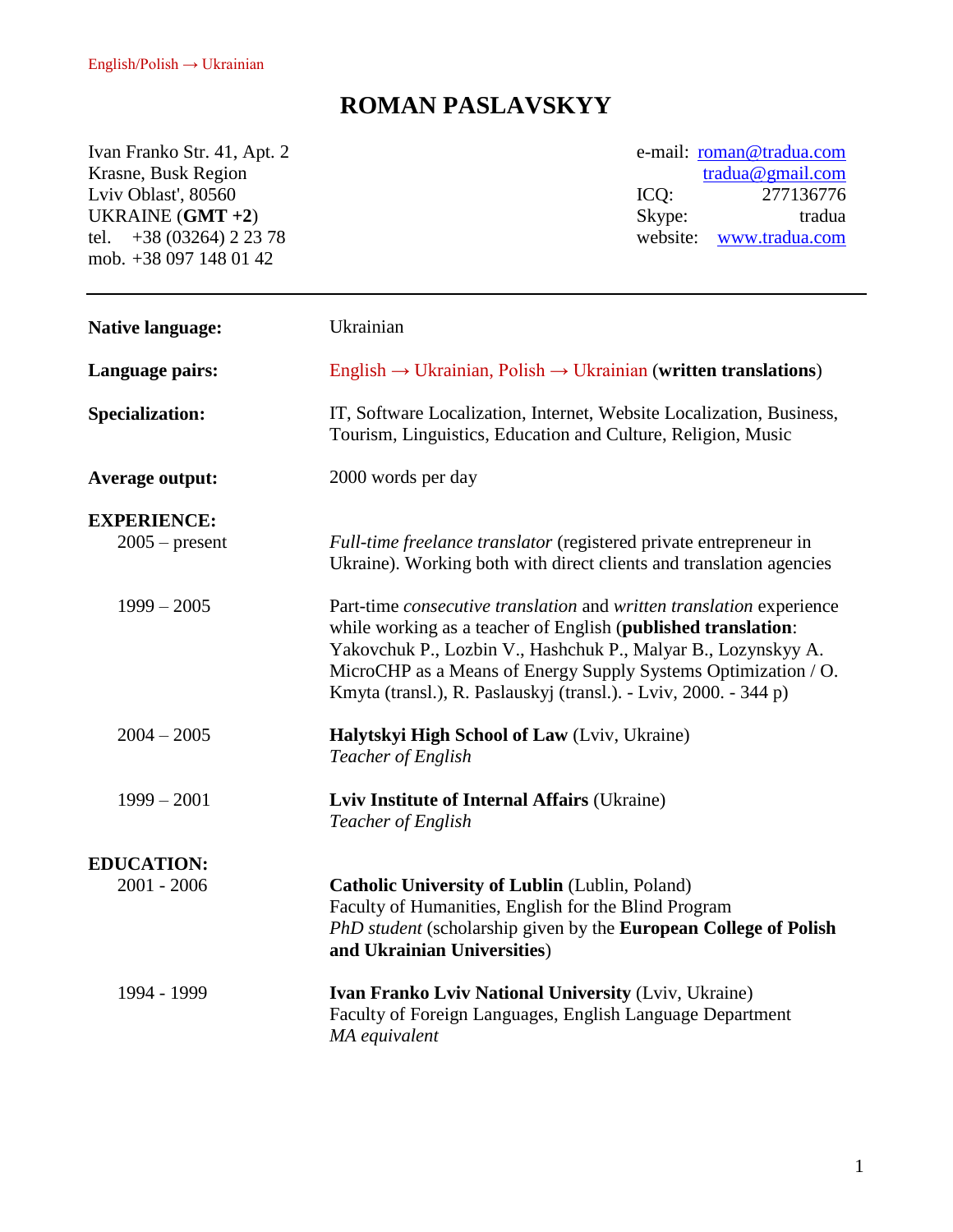English/Polish → Ukrainian

# ROMAN PASLAVSKYY

Ivan Franko Str. 41, Apt. 2
Krasne, Busk Region
Lviv Oblast', 80560
UKRAINE (**GMT +2**)
tel. +38 (03264) 2 23 78
mob. +38 097 148 01 42

e-mail: roman@tradua.com
tradua@gmail.com
ICQ: 277136776
Skype: tradua
website: www.tradua.com

---

**Native language:** Ukrainian

**Language pairs:** English → Ukrainian, Polish → Ukrainian (**written translations**)

**Specialization:** IT, Software Localization, Internet, Website Localization, Business, Tourism, Linguistics, Education and Culture, Religion, Music

**Average output:** 2000 words per day

## EXPERIENCE:

**2005 – present**
*Full-time freelance translator* (registered private entrepreneur in Ukraine). Working both with direct clients and translation agencies

**1999 – 2005**
Part-time *consecutive translation* and *written translation* experience while working as a teacher of English (**published translation**: Yakovchuk P., Lozbin V., Hashchuk P., Malyar B., Lozynskyy A. MicroCHP as a Means of Energy Supply Systems Optimization / O. Kmyta (transl.), R. Paslauskyj (transl.). - Lviv, 2000. - 344 p)

**2004 – 2005**
**Halytskyi High School of Law** (Lviv, Ukraine)
*Teacher of English*

**1999 – 2001**
**Lviv Institute of Internal Affairs** (Ukraine)
*Teacher of English*

## EDUCATION:

**2001 - 2006**
**Catholic University of Lublin** (Lublin, Poland)
Faculty of Humanities, English for the Blind Program
*PhD student* (scholarship given by the **European College of Polish and Ukrainian Universities**)

**1994 - 1999**
**Ivan Franko Lviv National University** (Lviv, Ukraine)
Faculty of Foreign Languages, English Language Department
*MA equivalent*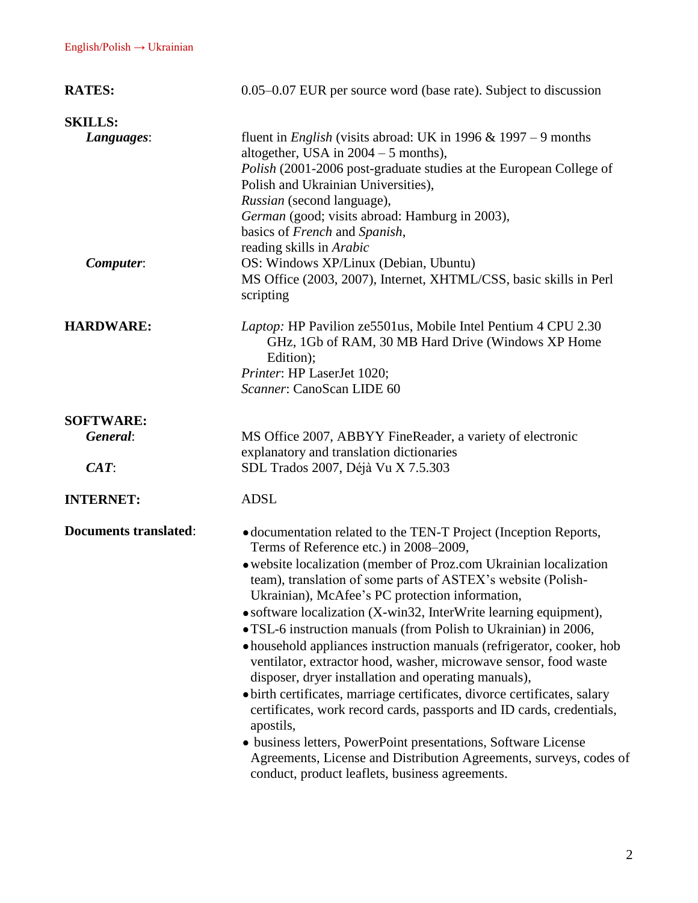English/Polish → Ukrainian

| | |
|---|---|
| **RATES:** | 0.05–0.07 EUR per source word (base rate). Subject to discussion |
| **SKILLS:** | |
| ***Languages***: | fluent in *English* (visits abroad: UK in 1996 & 1997 – 9 months altogether, USA in 2004 – 5 months), *Polish* (2001-2006 post-graduate studies at the European College of Polish and Ukrainian Universities), *Russian* (second language), *German* (good; visits abroad: Hamburg in 2003), basics of *French* and *Spanish*, reading skills in *Arabic* |
| ***Computer***: | OS: Windows XP/Linux (Debian, Ubuntu) MS Office (2003, 2007), Internet, XHTML/CSS, basic skills in Perl scripting |
| **HARDWARE:** | *Laptop:* HP Pavilion ze5501us, Mobile Intel Pentium 4 CPU 2.30 GHz, 1Gb of RAM, 30 MB Hard Drive (Windows XP Home Edition); *Printer*: HP LaserJet 1020; *Scanner*: CanoScan LIDE 60 |
| **SOFTWARE:** | |
| ***General***: | MS Office 2007, ABBYY FineReader, a variety of electronic explanatory and translation dictionaries |
| ***CAT***: | SDL Trados 2007, Déjà Vu X 7.5.303 |
| **INTERNET:** | ADSL |

**Documents translated**:

- documentation related to the TEN-T Project (Inception Reports, Terms of Reference etc.) in 2008–2009,
- website localization (member of Proz.com Ukrainian localization team), translation of some parts of ASTEX's website (Polish-Ukrainian), McAfee's PC protection information,
- software localization (X-win32, InterWrite learning equipment),
- TSL-6 instruction manuals (from Polish to Ukrainian) in 2006,
- household appliances instruction manuals (refrigerator, cooker, hob ventilator, extractor hood, washer, microwave sensor, food waste disposer, dryer installation and operating manuals),
- birth certificates, marriage certificates, divorce certificates, salary certificates, work record cards, passports and ID cards, credentials, apostils,
- business letters, PowerPoint presentations, Software License Agreements, License and Distribution Agreements, surveys, codes of conduct, product leaflets, business agreements.